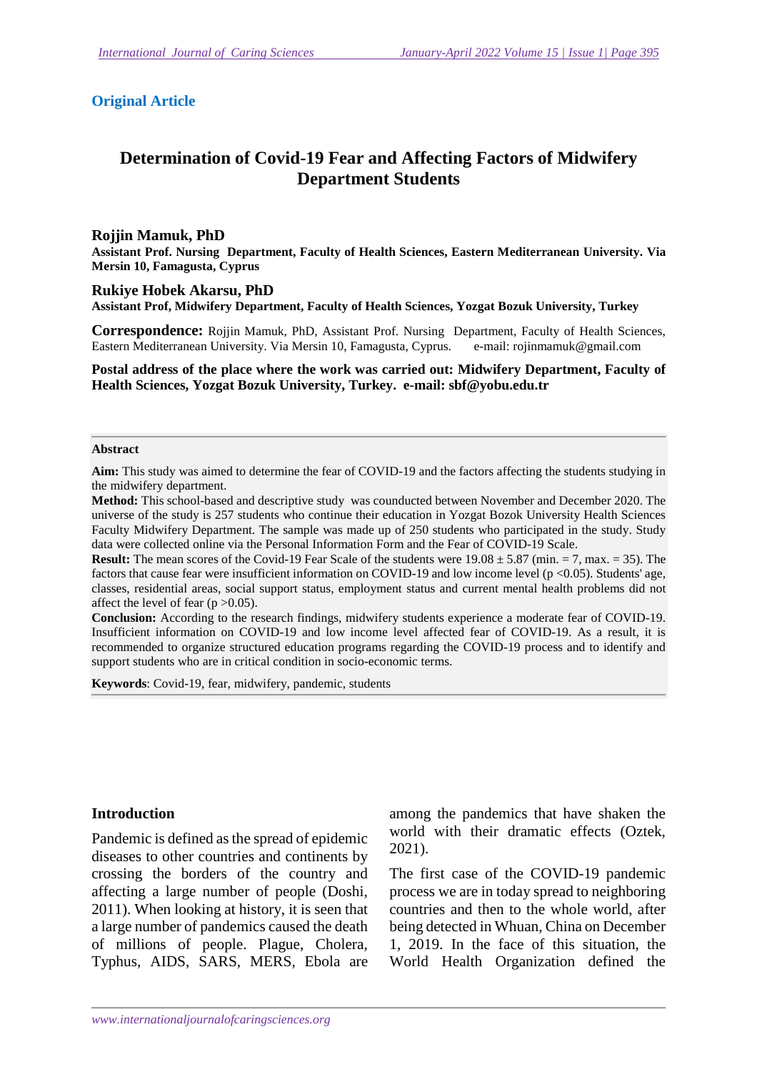**Original Article**

# Determination of Covid-19 Fear and Affecting Factors of Midwifery Department Students

**Rojjin Mamuk, PhD**

**Assistant Prof. Nursing Department, Faculty of Health Sciences, Eastern Mediterranean University. Via Mersin 10, Famagusta, Cyprus**

**Rukiye Hobek Akarsu, PhD**

**Assistant Prof, Midwifery Department, Faculty of Health Sciences, Yozgat Bozuk University, Turkey**

**Correspondence:** Rojjin Mamuk, PhD, Assistant Prof. Nursing Department, Faculty of Health Sciences, Eastern Mediterranean University. Via Mersin 10, Famagusta, Cyprus. e-mail: rojinmamuk@gmail.com

**Postal address of the place where the work was carried out: Midwifery Department, Faculty of Health Sciences, Yozgat Bozuk University, Turkey. e-mail: sbf@yobu.edu.tr**

**Abstract**

**Aim:** This study was aimed to determine the fear of COVID-19 and the factors affecting the students studying in the midwifery department.

**Method:** This school-based and descriptive study was counducted between November and December 2020. The universe of the study is 257 students who continue their education in Yozgat Bozok University Health Sciences Faculty Midwifery Department. The sample was made up of 250 students who participated in the study. Study data were collected online via the Personal Information Form and the Fear of COVID-19 Scale.

**Result:** The mean scores of the Covid-19 Fear Scale of the students were 19.08 ± 5.87 (min. = 7, max. = 35). The factors that cause fear were insufficient information on COVID-19 and low income level ($p < 0.05$). Students' age, classes, residential areas, social support status, employment status and current mental health problems did not affect the level of fear ($p > 0.05$).

**Conclusion:** According to the research findings, midwifery students experience a moderate fear of COVID-19. Insufficient information on COVID-19 and low income level affected fear of COVID-19. As a result, it is recommended to organize structured education programs regarding the COVID-19 process and to identify and support students who are in critical condition in socio-economic terms.

**Keywords**: Covid-19, fear, midwifery, pandemic, students

## Introduction

Pandemic is defined as the spread of epidemic diseases to other countries and continents by crossing the borders of the country and affecting a large number of people (Doshi, 2011). When looking at history, it is seen that a large number of pandemics caused the death of millions of people. Plague, Cholera, Typhus, AIDS, SARS, MERS, Ebola are among the pandemics that have shaken the world with their dramatic effects (Oztek, 2021).

The first case of the COVID-19 pandemic process we are in today spread to neighboring countries and then to the whole world, after being detected in Whuan, China on December 1, 2019. In the face of this situation, the World Health Organization defined the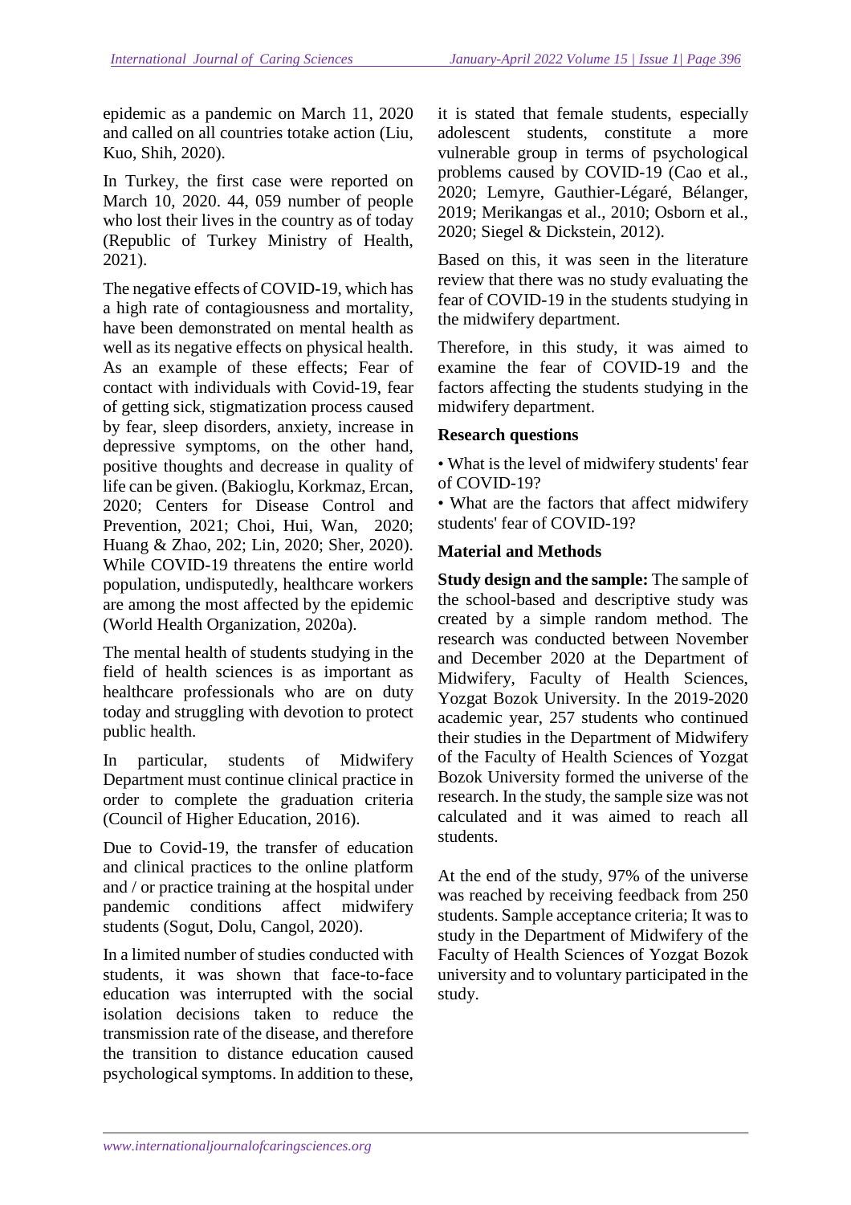epidemic as a pandemic on March 11, 2020 and called on all countries totake action (Liu, Kuo, Shih, 2020).

In Turkey, the first case were reported on March 10, 2020. 44, 059 number of people who lost their lives in the country as of today (Republic of Turkey Ministry of Health, 2021).

The negative effects of COVID-19, which has a high rate of contagiousness and mortality, have been demonstrated on mental health as well as its negative effects on physical health. As an example of these effects; Fear of contact with individuals with Covid-19, fear of getting sick, stigmatization process caused by fear, sleep disorders, anxiety, increase in depressive symptoms, on the other hand, positive thoughts and decrease in quality of life can be given. (Bakioglu, Korkmaz, Ercan, 2020; Centers for Disease Control and Prevention, 2021; Choi, Hui, Wan, 2020; Huang & Zhao, 202; Lin, 2020; Sher, 2020). While COVID-19 threatens the entire world population, undisputedly, healthcare workers are among the most affected by the epidemic (World Health Organization, 2020a).

The mental health of students studying in the field of health sciences is as important as healthcare professionals who are on duty today and struggling with devotion to protect public health.

In particular, students of Midwifery Department must continue clinical practice in order to complete the graduation criteria (Council of Higher Education, 2016).

Due to Covid-19, the transfer of education and clinical practices to the online platform and / or practice training at the hospital under pandemic conditions affect midwifery students (Sogut, Dolu, Cangol, 2020).

In a limited number of studies conducted with students, it was shown that face-to-face education was interrupted with the social isolation decisions taken to reduce the transmission rate of the disease, and therefore the transition to distance education caused psychological symptoms. In addition to these, it is stated that female students, especially adolescent students, constitute a more vulnerable group in terms of psychological problems caused by COVID-19 (Cao et al., 2020; Lemyre, Gauthier-Légaré, Bélanger, 2019; Merikangas et al., 2010; Osborn et al., 2020; Siegel & Dickstein, 2012).

Based on this, it was seen in the literature review that there was no study evaluating the fear of COVID-19 in the students studying in the midwifery department.

Therefore, in this study, it was aimed to examine the fear of COVID-19 and the factors affecting the students studying in the midwifery department.

**Research questions**

• What is the level of midwifery students' fear of COVID-19?

• What are the factors that affect midwifery students' fear of COVID-19?

## Material and Methods

**Study design and the sample:** The sample of the school-based and descriptive study was created by a simple random method. The research was conducted between November and December 2020 at the Department of Midwifery, Faculty of Health Sciences, Yozgat Bozok University. In the 2019-2020 academic year, 257 students who continued their studies in the Department of Midwifery of the Faculty of Health Sciences of Yozgat Bozok University formed the universe of the research. In the study, the sample size was not calculated and it was aimed to reach all students.

At the end of the study, 97% of the universe was reached by receiving feedback from 250 students. Sample acceptance criteria; It was to study in the Department of Midwifery of the Faculty of Health Sciences of Yozgat Bozok university and to voluntary participated in the study.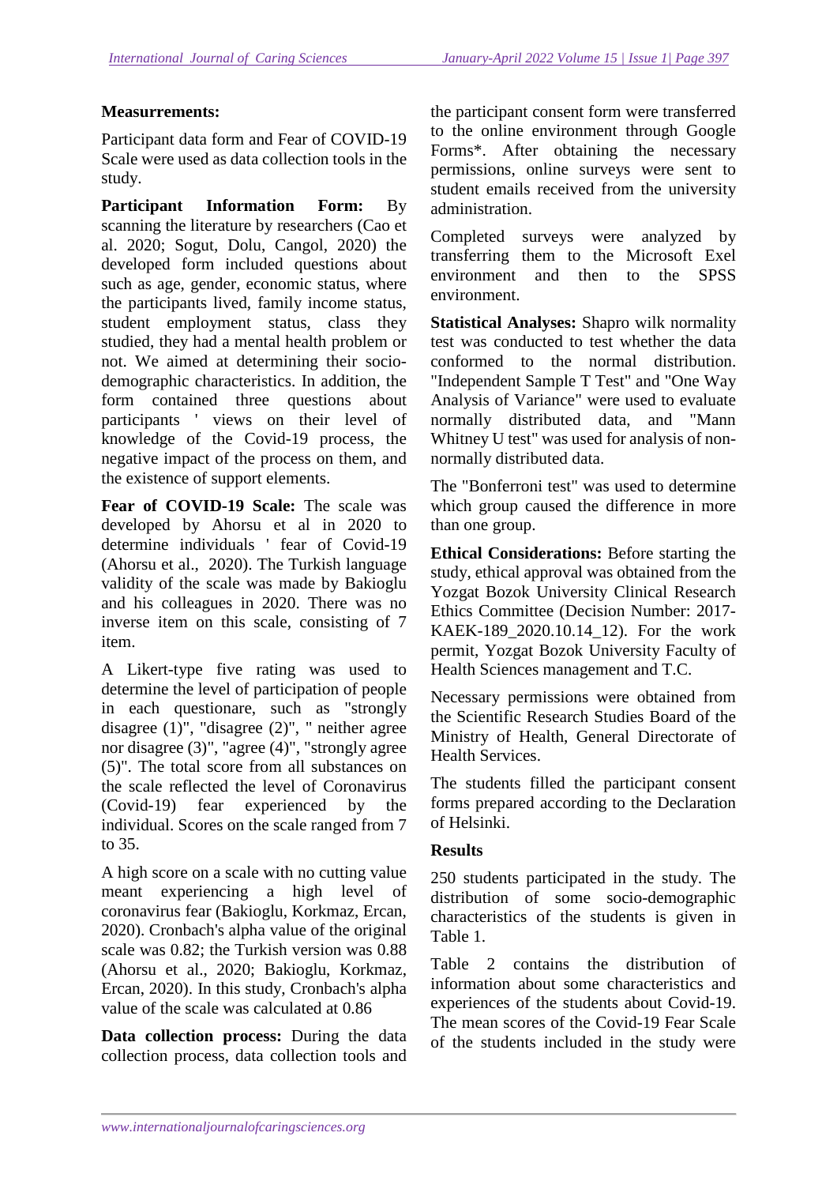**Measurrements:**

Participant data form and Fear of COVID-19 Scale were used as data collection tools in the study.

**Participant Information Form:** By scanning the literature by researchers (Cao et al. 2020; Sogut, Dolu, Cangol, 2020) the developed form included questions about such as age, gender, economic status, where the participants lived, family income status, student employment status, class they studied, they had a mental health problem or not. We aimed at determining their socio-demographic characteristics. In addition, the form contained three questions about participants ' views on their level of knowledge of the Covid-19 process, the negative impact of the process on them, and the existence of support elements.

**Fear of COVID-19 Scale:** The scale was developed by Ahorsu et al in 2020 to determine individuals ' fear of Covid-19 (Ahorsu et al., 2020). The Turkish language validity of the scale was made by Bakioglu and his colleagues in 2020. There was no inverse item on this scale, consisting of 7 item.

A Likert-type five rating was used to determine the level of participation of people in each questionare, such as "strongly disagree (1)", "disagree (2)", " neither agree nor disagree (3)", "agree (4)", "strongly agree (5)". The total score from all substances on the scale reflected the level of Coronavirus (Covid-19) fear experienced by the individual. Scores on the scale ranged from 7 to 35.

A high score on a scale with no cutting value meant experiencing a high level of coronavirus fear (Bakioglu, Korkmaz, Ercan, 2020). Cronbach's alpha value of the original scale was 0.82; the Turkish version was 0.88 (Ahorsu et al., 2020; Bakioglu, Korkmaz, Ercan, 2020). In this study, Cronbach's alpha value of the scale was calculated at 0.86

**Data collection process:** During the data collection process, data collection tools and the participant consent form were transferred to the online environment through Google Forms*. After obtaining the necessary permissions, online surveys were sent to student emails received from the university administration.

Completed surveys were analyzed by transferring them to the Microsoft Exel environment and then to the SPSS environment.

**Statistical Analyses:** Shapro wilk normality test was conducted to test whether the data conformed to the normal distribution. "Independent Sample T Test" and "One Way Analysis of Variance" were used to evaluate normally distributed data, and "Mann Whitney U test" was used for analysis of non-normally distributed data.

The "Bonferroni test" was used to determine which group caused the difference in more than one group.

**Ethical Considerations:** Before starting the study, ethical approval was obtained from the Yozgat Bozok University Clinical Research Ethics Committee (Decision Number: 2017-KAEK-189_2020.10.14_12). For the work permit, Yozgat Bozok University Faculty of Health Sciences management and T.C.

Necessary permissions were obtained from the Scientific Research Studies Board of the Ministry of Health, General Directorate of Health Services.

The students filled the participant consent forms prepared according to the Declaration of Helsinki.

**Results**

250 students participated in the study. The distribution of some socio-demographic characteristics of the students is given in Table 1.

Table 2 contains the distribution of information about some characteristics and experiences of the students about Covid-19. The mean scores of the Covid-19 Fear Scale of the students included in the study were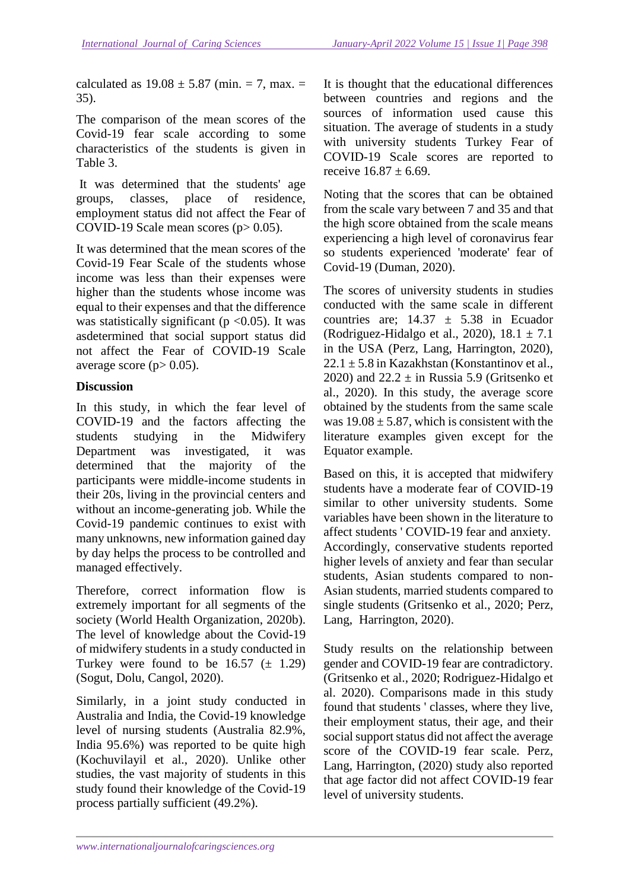calculated as $19.08 \pm 5.87$ (min. = 7, max. = 35).

The comparison of the mean scores of the Covid-19 fear scale according to some characteristics of the students is given in Table 3.

It was determined that the students' age groups, classes, place of residence, employment status did not affect the Fear of COVID-19 Scale mean scores ($p > 0.05$).

It was determined that the mean scores of the Covid-19 Fear Scale of the students whose income was less than their expenses were higher than the students whose income was equal to their expenses and that the difference was statistically significant ($p < 0.05$). It was asdetermined that social support status did not affect the Fear of COVID-19 Scale average score ($p > 0.05$).

**Discussion**

In this study, in which the fear level of COVID-19 and the factors affecting the students studying in the Midwifery Department was investigated, it was determined that the majority of the participants were middle-income students in their 20s, living in the provincial centers and without an income-generating job. While the Covid-19 pandemic continues to exist with many unknowns, new information gained day by day helps the process to be controlled and managed effectively.

Therefore, correct information flow is extremely important for all segments of the society (World Health Organization, 2020b). The level of knowledge about the Covid-19 of midwifery students in a study conducted in Turkey were found to be 16.57 ($\pm$ 1.29) (Sogut, Dolu, Cangol, 2020).

Similarly, in a joint study conducted in Australia and India, the Covid-19 knowledge level of nursing students (Australia 82.9%, India 95.6%) was reported to be quite high (Kochuvilayil et al., 2020). Unlike other studies, the vast majority of students in this study found their knowledge of the Covid-19 process partially sufficient (49.2%).

It is thought that the educational differences between countries and regions and the sources of information used cause this situation. The average of students in a study with university students Turkey Fear of COVID-19 Scale scores are reported to receive $16.87 \pm 6.69$.

Noting that the scores that can be obtained from the scale vary between 7 and 35 and that the high score obtained from the scale means experiencing a high level of coronavirus fear so students experienced 'moderate' fear of Covid-19 (Duman, 2020).

The scores of university students in studies conducted with the same scale in different countries are; $14.37 \pm 5.38$ in Ecuador (Rodriguez-Hidalgo et al., 2020), $18.1 \pm 7.1$ in the USA (Perz, Lang, Harrington, 2020), $22.1 \pm 5.8$ in Kazakhstan (Konstantinov et al., 2020) and $22.2 \pm$ in Russia 5.9 (Gritsenko et al., 2020). In this study, the average score obtained by the students from the same scale was $19.08 \pm 5.87$, which is consistent with the literature examples given except for the Equator example.

Based on this, it is accepted that midwifery students have a moderate fear of COVID-19 similar to other university students. Some variables have been shown in the literature to affect students ' COVID-19 fear and anxiety. Accordingly, conservative students reported higher levels of anxiety and fear than secular students, Asian students compared to non-Asian students, married students compared to single students (Gritsenko et al., 2020; Perz, Lang, Harrington, 2020).

Study results on the relationship between gender and COVID-19 fear are contradictory. (Gritsenko et al., 2020; Rodriguez-Hidalgo et al. 2020). Comparisons made in this study found that students ' classes, where they live, their employment status, their age, and their social support status did not affect the average score of the COVID-19 fear scale. Perz, Lang, Harrington, (2020) study also reported that age factor did not affect COVID-19 fear level of university students.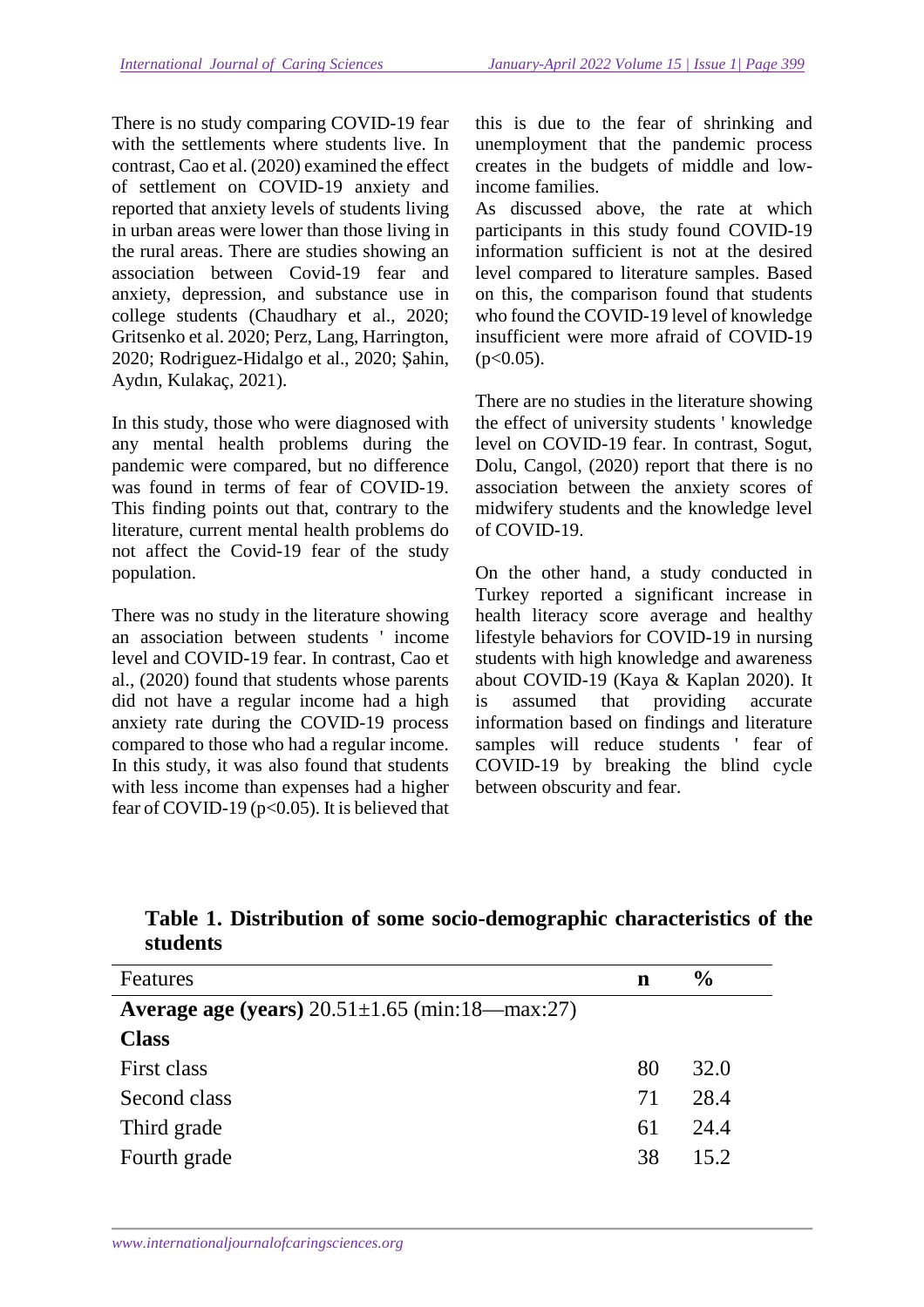There is no study comparing COVID-19 fear with the settlements where students live. In contrast, Cao et al. (2020) examined the effect of settlement on COVID-19 anxiety and reported that anxiety levels of students living in urban areas were lower than those living in the rural areas. There are studies showing an association between Covid-19 fear and anxiety, depression, and substance use in college students (Chaudhary et al., 2020; Gritsenko et al. 2020; Perz, Lang, Harrington, 2020; Rodriguez-Hidalgo et al., 2020; Şahin, Aydın, Kulakaç, 2021).

In this study, those who were diagnosed with any mental health problems during the pandemic were compared, but no difference was found in terms of fear of COVID-19. This finding points out that, contrary to the literature, current mental health problems do not affect the Covid-19 fear of the study population.

There was no study in the literature showing an association between students ' income level and COVID-19 fear. In contrast, Cao et al., (2020) found that students whose parents did not have a regular income had a high anxiety rate during the COVID-19 process compared to those who had a regular income. In this study, it was also found that students with less income than expenses had a higher fear of COVID-19 ($p<0.05$). It is believed that this is due to the fear of shrinking and unemployment that the pandemic process creates in the budgets of middle and low-income families.

As discussed above, the rate at which participants in this study found COVID-19 information sufficient is not at the desired level compared to literature samples. Based on this, the comparison found that students who found the COVID-19 level of knowledge insufficient were more afraid of COVID-19 ($p<0.05$).

There are no studies in the literature showing the effect of university students ' knowledge level on COVID-19 fear. In contrast, Sogut, Dolu, Cangol, (2020) report that there is no association between the anxiety scores of midwifery students and the knowledge level of COVID-19.

On the other hand, a study conducted in Turkey reported a significant increase in health literacy score average and healthy lifestyle behaviors for COVID-19 in nursing students with high knowledge and awareness about COVID-19 (Kaya & Kaplan 2020). It is assumed that providing accurate information based on findings and literature samples will reduce students ' fear of COVID-19 by breaking the blind cycle between obscurity and fear.

**Table 1. Distribution of some socio-demographic characteristics of the students**

| Features | n | % |
|---|---|---|
| **Average age (years)** 20.51±1.65 (min:18—max:27) | | |
| **Class** | | |
| First class | 80 | 32.0 |
| Second class | 71 | 28.4 |
| Third grade | 61 | 24.4 |
| Fourth grade | 38 | 15.2 |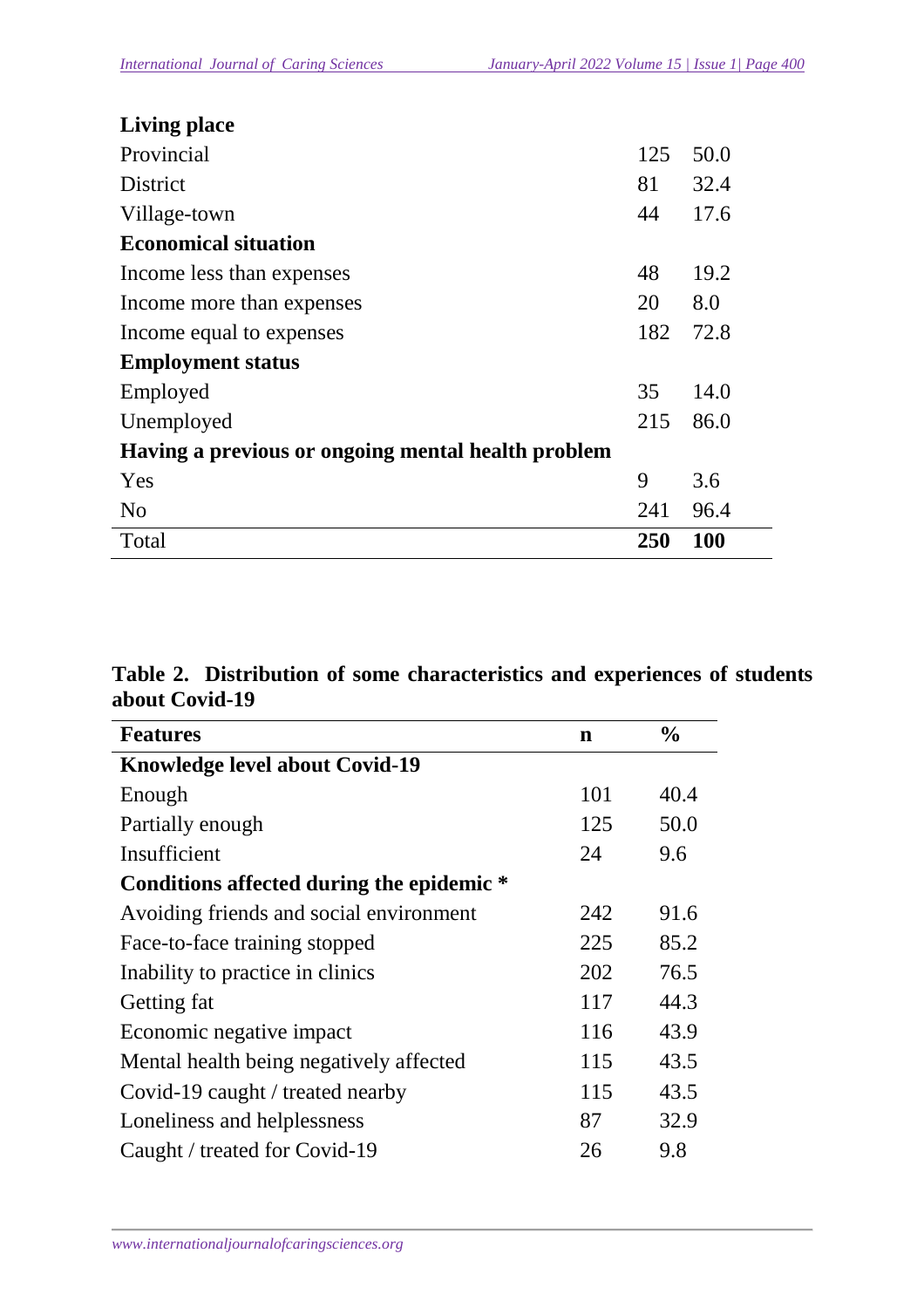| | | |
|---|---|---|
| **Living place** | | |
| Provincial | 125 | 50.0 |
| District | 81 | 32.4 |
| Village-town | 44 | 17.6 |
| **Economical situation** | | |
| Income less than expenses | 48 | 19.2 |
| Income more than expenses | 20 | 8.0 |
| Income equal to expenses | 182 | 72.8 |
| **Employment status** | | |
| Employed | 35 | 14.0 |
| Unemployed | 215 | 86.0 |
| **Having a previous or ongoing mental health problem** | | |
| Yes | 9 | 3.6 |
| No | 241 | 96.4 |
| Total | **250** | **100** |

**Table 2. Distribution of some characteristics and experiences of students about Covid-19**

| **Features** | **n** | **%** |
|---|---|---|
| **Knowledge level about Covid-19** | | |
| Enough | 101 | 40.4 |
| Partially enough | 125 | 50.0 |
| Insufficient | 24 | 9.6 |
| **Conditions affected during the epidemic *** | | |
| Avoiding friends and social environment | 242 | 91.6 |
| Face-to-face training stopped | 225 | 85.2 |
| Inability to practice in clinics | 202 | 76.5 |
| Getting fat | 117 | 44.3 |
| Economic negative impact | 116 | 43.9 |
| Mental health being negatively affected | 115 | 43.5 |
| Covid-19 caught / treated nearby | 115 | 43.5 |
| Loneliness and helplessness | 87 | 32.9 |
| Caught / treated for Covid-19 | 26 | 9.8 |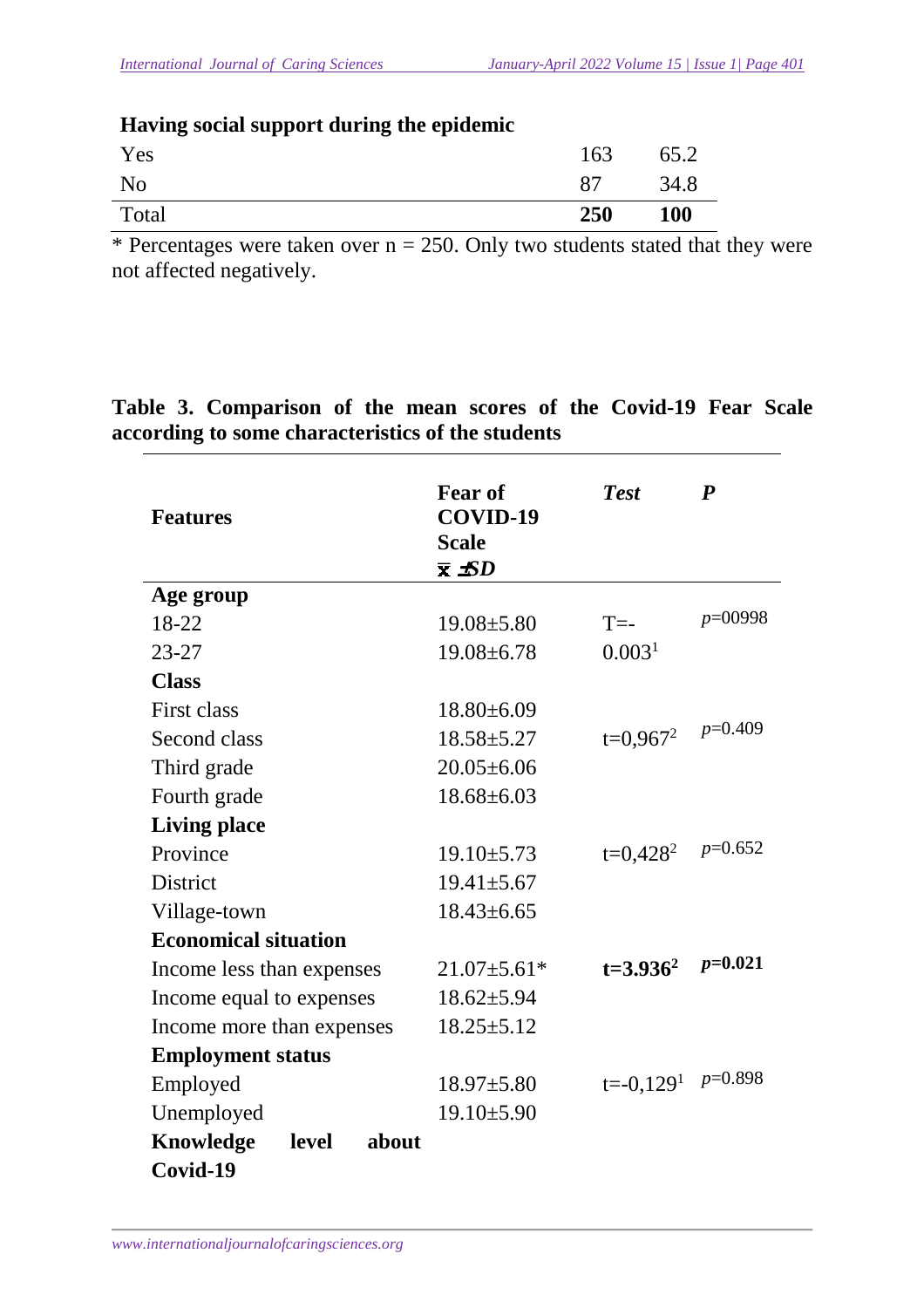| | | |
|---|---|---|
| **Having social support during the epidemic** | | |
| Yes | 163 | 65.2 |
| No | 87 | 34.8 |
| Total | **250** | **100** |

\* Percentages were taken over n = 250. Only two students stated that they were not affected negatively.

**Table 3. Comparison of the mean scores of the Covid-19 Fear Scale according to some characteristics of the students**

| **Features** | **Fear of COVID-19 Scale** $\bar{x} \pm SD$ | ***Test*** | ***P*** |
|---|---|---|---|
| **Age group** | | | |
| 18-22 | 19.08±5.80 | T=-0.003[1] | *p*=00998 |
| 23-27 | 19.08±6.78 | | |
| **Class** | | | |
| First class | 18.80±6.09 | | |
| Second class | 18.58±5.27 | t=0,967[2] | *p*=0.409 |
| Third grade | 20.05±6.06 | | |
| Fourth grade | 18.68±6.03 | | |
| **Living place** | | | |
| Province | 19.10±5.73 | t=0,428[2] | *p*=0.652 |
| District | 19.41±5.67 | | |
| Village-town | 18.43±6.65 | | |
| **Economical situation** | | | |
| Income less than expenses | 21.07±5.61* | **t=3.936[2]** | ***p*=0.021** |
| Income equal to expenses | 18.62±5.94 | | |
| Income more than expenses | 18.25±5.12 | | |
| **Employment status** | | | |
| Employed | 18.97±5.80 | t=-0,129[1] | *p*=0.898 |
| Unemployed | 19.10±5.90 | | |
| **Knowledge level about Covid-19** | | | |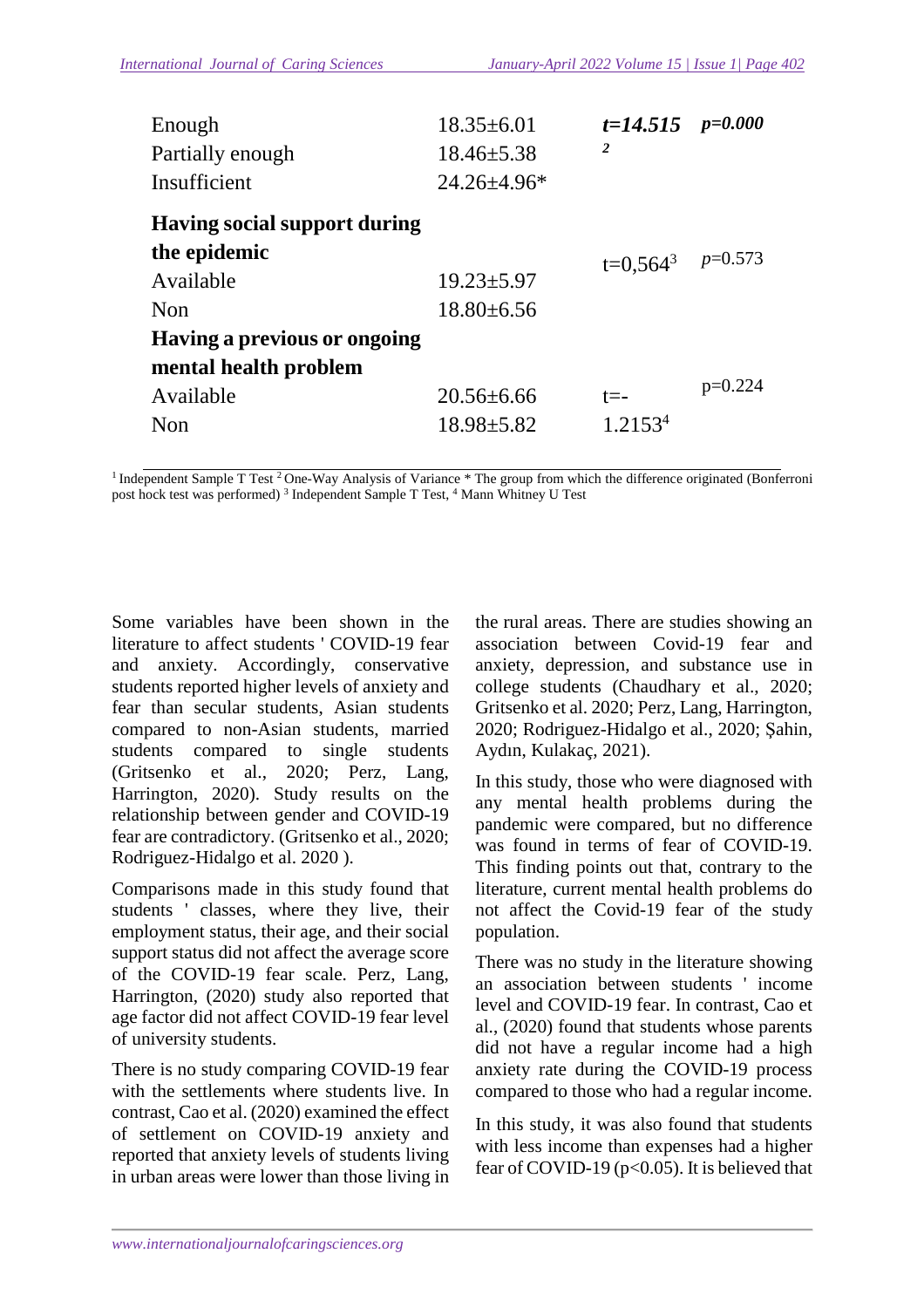| | | | |
|---|---|---|---|
| Enough | 18.35±6.01 | ***t=14.515*** [2] | ***p=0.000*** |
| Partially enough | 18.46±5.38 | | |
| Insufficient | 24.26±4.96* | | |
| **Having social support during the epidemic** | | t=0,564[3] | *p*=0.573 |
| Available | 19.23±5.97 | | |
| Non | 18.80±6.56 | | |
| **Having a previous or ongoing mental health problem** | | | |
| Available | 20.56±6.66 | t=-1.2153[4] | p=0.224 |
| Non | 18.98±5.82 | | |

[1] Independent Sample T Test [2] One-Way Analysis of Variance * The group from which the difference originated (Bonferroni post hock test was performed) [3] Independent Sample T Test, [4] Mann Whitney U Test

Some variables have been shown in the literature to affect students ' COVID-19 fear and anxiety. Accordingly, conservative students reported higher levels of anxiety and fear than secular students, Asian students compared to non-Asian students, married students compared to single students (Gritsenko et al., 2020; Perz, Lang, Harrington, 2020). Study results on the relationship between gender and COVID-19 fear are contradictory. (Gritsenko et al., 2020; Rodriguez-Hidalgo et al. 2020 ).

Comparisons made in this study found that students ' classes, where they live, their employment status, their age, and their social support status did not affect the average score of the COVID-19 fear scale. Perz, Lang, Harrington, (2020) study also reported that age factor did not affect COVID-19 fear level of university students.

There is no study comparing COVID-19 fear with the settlements where students live. In contrast, Cao et al. (2020) examined the effect of settlement on COVID-19 anxiety and reported that anxiety levels of students living in urban areas were lower than those living in the rural areas. There are studies showing an association between Covid-19 fear and anxiety, depression, and substance use in college students (Chaudhary et al., 2020; Gritsenko et al. 2020; Perz, Lang, Harrington, 2020; Rodriguez-Hidalgo et al., 2020; Şahin, Aydın, Kulakaç, 2021).

In this study, those who were diagnosed with any mental health problems during the pandemic were compared, but no difference was found in terms of fear of COVID-19. This finding points out that, contrary to the literature, current mental health problems do not affect the Covid-19 fear of the study population.

There was no study in the literature showing an association between students ' income level and COVID-19 fear. In contrast, Cao et al., (2020) found that students whose parents did not have a regular income had a high anxiety rate during the COVID-19 process compared to those who had a regular income.

In this study, it was also found that students with less income than expenses had a higher fear of COVID-19 ($p<0.05$). It is believed that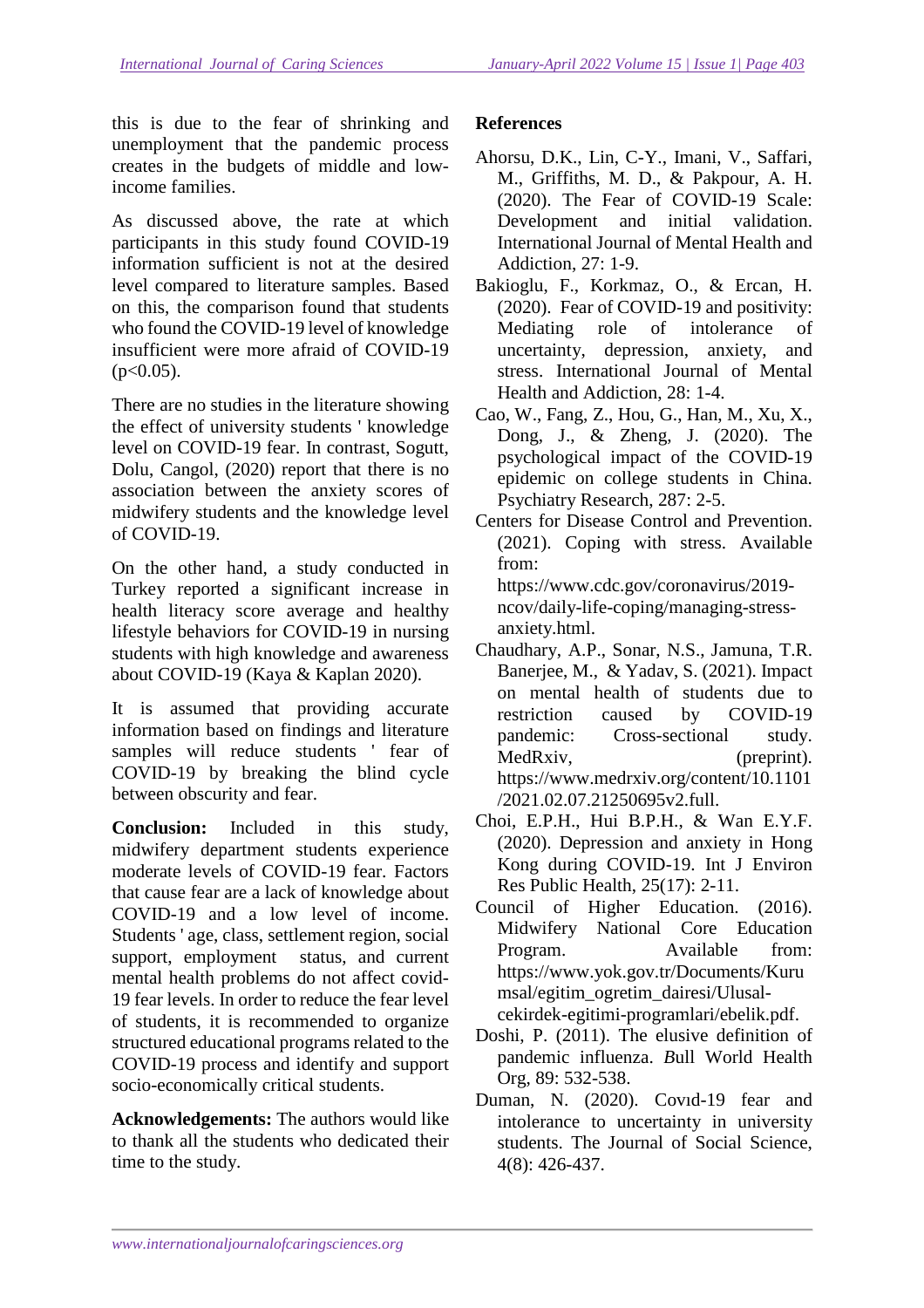this is due to the fear of shrinking and unemployment that the pandemic process creates in the budgets of middle and low-income families.

As discussed above, the rate at which participants in this study found COVID-19 information sufficient is not at the desired level compared to literature samples. Based on this, the comparison found that students who found the COVID-19 level of knowledge insufficient were more afraid of COVID-19 ($p<0.05$).

There are no studies in the literature showing the effect of university students ' knowledge level on COVID-19 fear. In contrast, Sogutt, Dolu, Cangol, (2020) report that there is no association between the anxiety scores of midwifery students and the knowledge level of COVID-19.

On the other hand, a study conducted in Turkey reported a significant increase in health literacy score average and healthy lifestyle behaviors for COVID-19 in nursing students with high knowledge and awareness about COVID-19 (Kaya & Kaplan 2020).

It is assumed that providing accurate information based on findings and literature samples will reduce students ' fear of COVID-19 by breaking the blind cycle between obscurity and fear.

**Conclusion:** Included in this study, midwifery department students experience moderate levels of COVID-19 fear. Factors that cause fear are a lack of knowledge about COVID-19 and a low level of income. Students ' age, class, settlement region, social support, employment status, and current mental health problems do not affect covid-19 fear levels. In order to reduce the fear level of students, it is recommended to organize structured educational programs related to the COVID-19 process and identify and support socio-economically critical students.

**Acknowledgements:** The authors would like to thank all the students who dedicated their time to the study.

## References

Ahorsu, D.K., Lin, C-Y., Imani, V., Saffari, M., Griffiths, M. D., & Pakpour, A. H. (2020). The Fear of COVID-19 Scale: Development and initial validation. International Journal of Mental Health and Addiction, 27: 1-9.

Bakioglu, F., Korkmaz, O., & Ercan, H. (2020). Fear of COVID-19 and positivity: Mediating role of intolerance of uncertainty, depression, anxiety, and stress. International Journal of Mental Health and Addiction, 28: 1-4.

Cao, W., Fang, Z., Hou, G., Han, M., Xu, X., Dong, J., & Zheng, J. (2020). The psychological impact of the COVID-19 epidemic on college students in China. Psychiatry Research, 287: 2-5.

Centers for Disease Control and Prevention. (2021). Coping with stress. Available from: https://www.cdc.gov/coronavirus/2019-ncov/daily-life-coping/managing-stress-anxiety.html.

Chaudhary, A.P., Sonar, N.S., Jamuna, T.R. Banerjee, M., & Yadav, S. (2021). Impact on mental health of students due to restriction caused by COVID-19 pandemic: Cross-sectional study. MedRxiv, (preprint). https://www.medrxiv.org/content/10.1101/2021.02.07.21250695v2.full.

Choi, E.P.H., Hui B.P.H., & Wan E.Y.F. (2020). Depression and anxiety in Hong Kong during COVID-19. Int J Environ Res Public Health, 25(17): 2-11.

Council of Higher Education. (2016). Midwifery National Core Education Program. Available from: https://www.yok.gov.tr/Documents/Kurumsal/egitim_ogretim_dairesi/Ulusal-cekirdek-egitimi-programlari/ebelik.pdf.

Doshi, P. (2011). The elusive definition of pandemic influenza. *B*ull World Health Org, 89: 532-538.

Duman, N. (2020). Covıd-19 fear and intolerance to uncertainty in university students. The Journal of Social Science, 4(8): 426-437.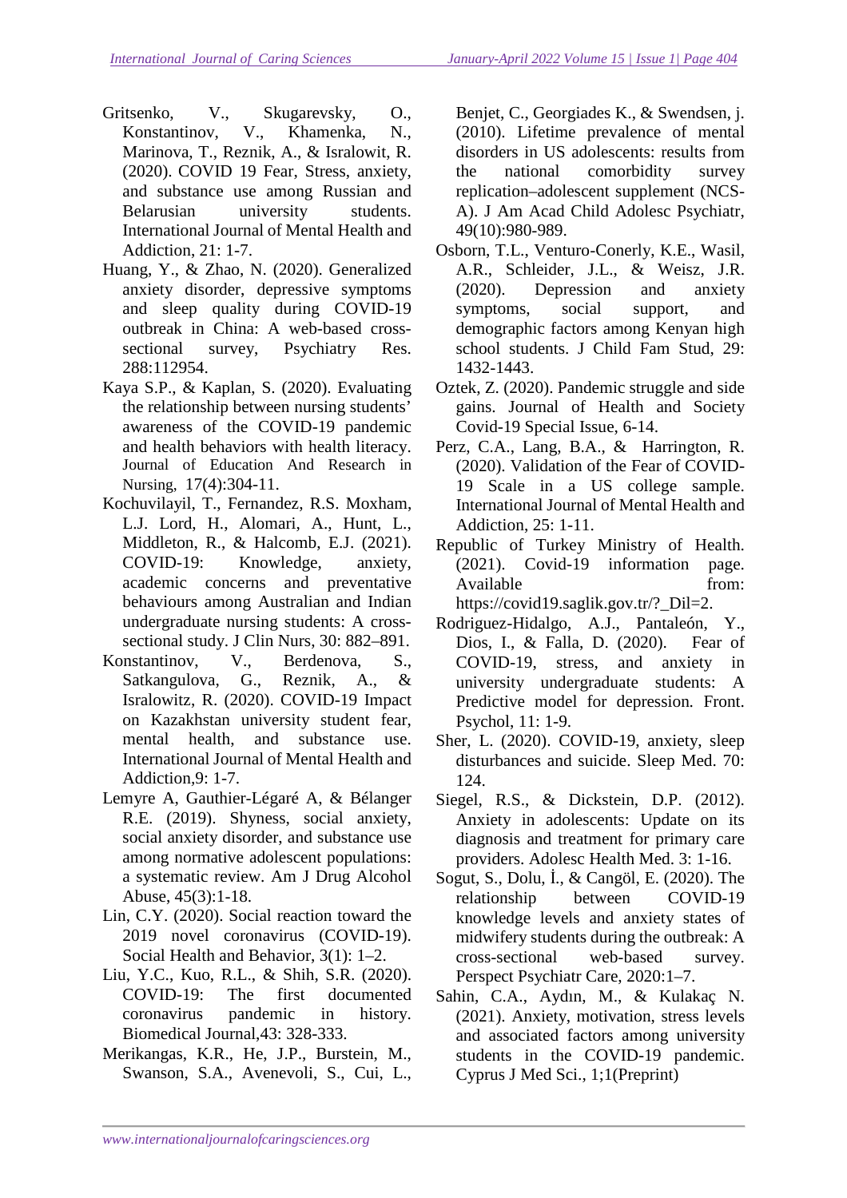Gritsenko, V., Skugarevsky, O., Konstantinov, V., Khamenka, N., Marinova, T., Reznik, A., & Isralowit, R. (2020). COVID 19 Fear, Stress, anxiety, and substance use among Russian and Belarusian university students. International Journal of Mental Health and Addiction, 21: 1-7.

Huang, Y., & Zhao, N. (2020). Generalized anxiety disorder, depressive symptoms and sleep quality during COVID-19 outbreak in China: A web-based cross-sectional survey, Psychiatry Res. 288:112954.

Kaya S.P., & Kaplan, S. (2020). Evaluating the relationship between nursing students' awareness of the COVID-19 pandemic and health behaviors with health literacy. Journal of Education And Research in Nursing, 17(4):304-11.

Kochuvilayil, T., Fernandez, R.S. Moxham, L.J. Lord, H., Alomari, A., Hunt, L., Middleton, R., & Halcomb, E.J. (2021). COVID-19: Knowledge, anxiety, academic concerns and preventative behaviours among Australian and Indian undergraduate nursing students: A cross-sectional study. J Clin Nurs, 30: 882–891.

Konstantinov, V., Berdenova, S., Satkangulova, G., Reznik, A., & Isralowitz, R. (2020). COVID-19 Impact on Kazakhstan university student fear, mental health, and substance use. International Journal of Mental Health and Addiction,9: 1-7.

Lemyre A, Gauthier-Légaré A, & Bélanger R.E. (2019). Shyness, social anxiety, social anxiety disorder, and substance use among normative adolescent populations: a systematic review. Am J Drug Alcohol Abuse, 45(3):1-18.

Lin, C.Y. (2020). Social reaction toward the 2019 novel coronavirus (COVID-19). Social Health and Behavior, 3(1): 1–2.

Liu, Y.C., Kuo, R.L., & Shih, S.R. (2020). COVID-19: The first documented coronavirus pandemic in history. Biomedical Journal,43: 328-333.

Merikangas, K.R., He, J.P., Burstein, M., Swanson, S.A., Avenevoli, S., Cui, L., Benjet, C., Georgiades K., & Swendsen, j. (2010). Lifetime prevalence of mental disorders in US adolescents: results from the national comorbidity survey replication–adolescent supplement (NCS-A). J Am Acad Child Adolesc Psychiatr, 49(10):980-989.

Osborn, T.L., Venturo-Conerly, K.E., Wasil, A.R., Schleider, J.L., & Weisz, J.R. (2020). Depression and anxiety symptoms, social support, and demographic factors among Kenyan high school students. J Child Fam Stud, 29: 1432-1443.

Oztek, Z. (2020). Pandemic struggle and side gains. Journal of Health and Society Covid-19 Special Issue, 6-14.

Perz, C.A., Lang, B.A., & Harrington, R. (2020). Validation of the Fear of COVID-19 Scale in a US college sample. International Journal of Mental Health and Addiction, 25: 1-11.

Republic of Turkey Ministry of Health. (2021). Covid-19 information page. Available from: https://covid19.saglik.gov.tr/?_Dil=2.

Rodriguez-Hidalgo, A.J., Pantaleón, Y., Dios, I., & Falla, D. (2020). Fear of COVID-19, stress, and anxiety in university undergraduate students: A Predictive model for depression. Front. Psychol, 11: 1-9.

Sher, L. (2020). COVID-19, anxiety, sleep disturbances and suicide. Sleep Med. 70: 124.

Siegel, R.S., & Dickstein, D.P. (2012). Anxiety in adolescents: Update on its diagnosis and treatment for primary care providers. Adolesc Health Med. 3: 1-16.

Sogut, S., Dolu, İ., & Cangöl, E. (2020). The relationship between COVID-19 knowledge levels and anxiety states of midwifery students during the outbreak: A cross-sectional web-based survey. Perspect Psychiatr Care, 2020:1–7.

Sahin, C.A., Aydın, M., & Kulakaç N. (2021). Anxiety, motivation, stress levels and associated factors among university students in the COVID-19 pandemic. Cyprus J Med Sci., 1;1(Preprint)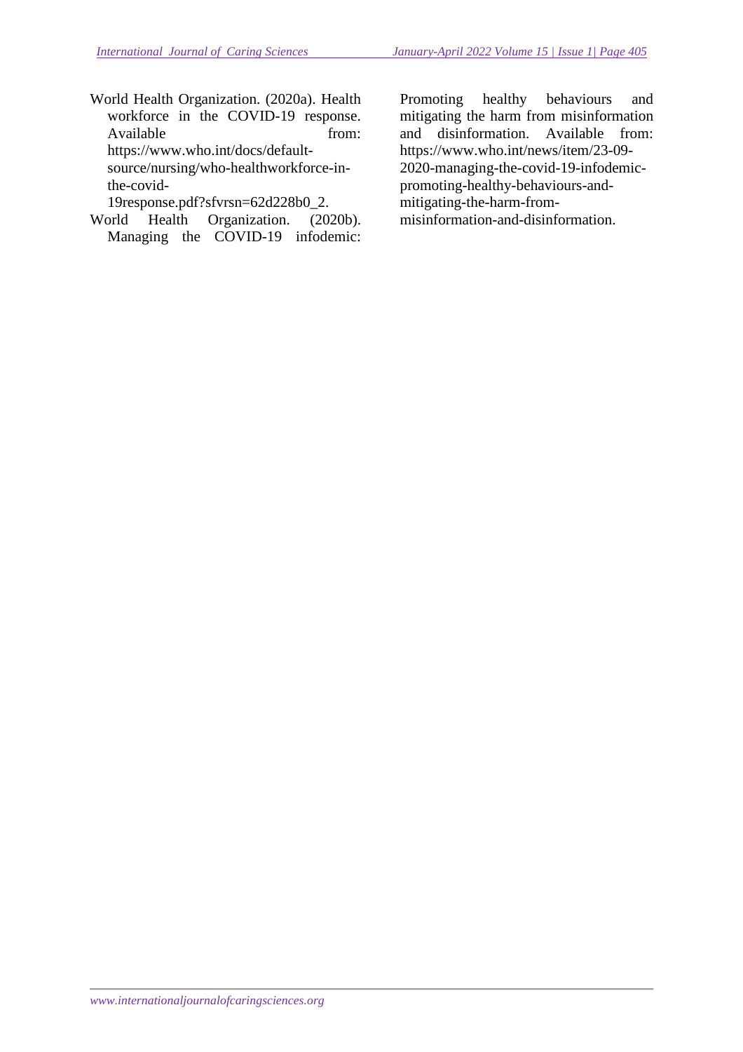World Health Organization. (2020a). Health workforce in the COVID-19 response. Available from: https://www.who.int/docs/default-source/nursing/who-healthworkforce-in-the-covid-19response.pdf?sfvrsn=62d228b0_2.

World Health Organization. (2020b). Managing the COVID-19 infodemic: Promoting healthy behaviours and mitigating the harm from misinformation and disinformation. Available from: https://www.who.int/news/item/23-09-2020-managing-the-covid-19-infodemic-promoting-healthy-behaviours-and-mitigating-the-harm-from-misinformation-and-disinformation.